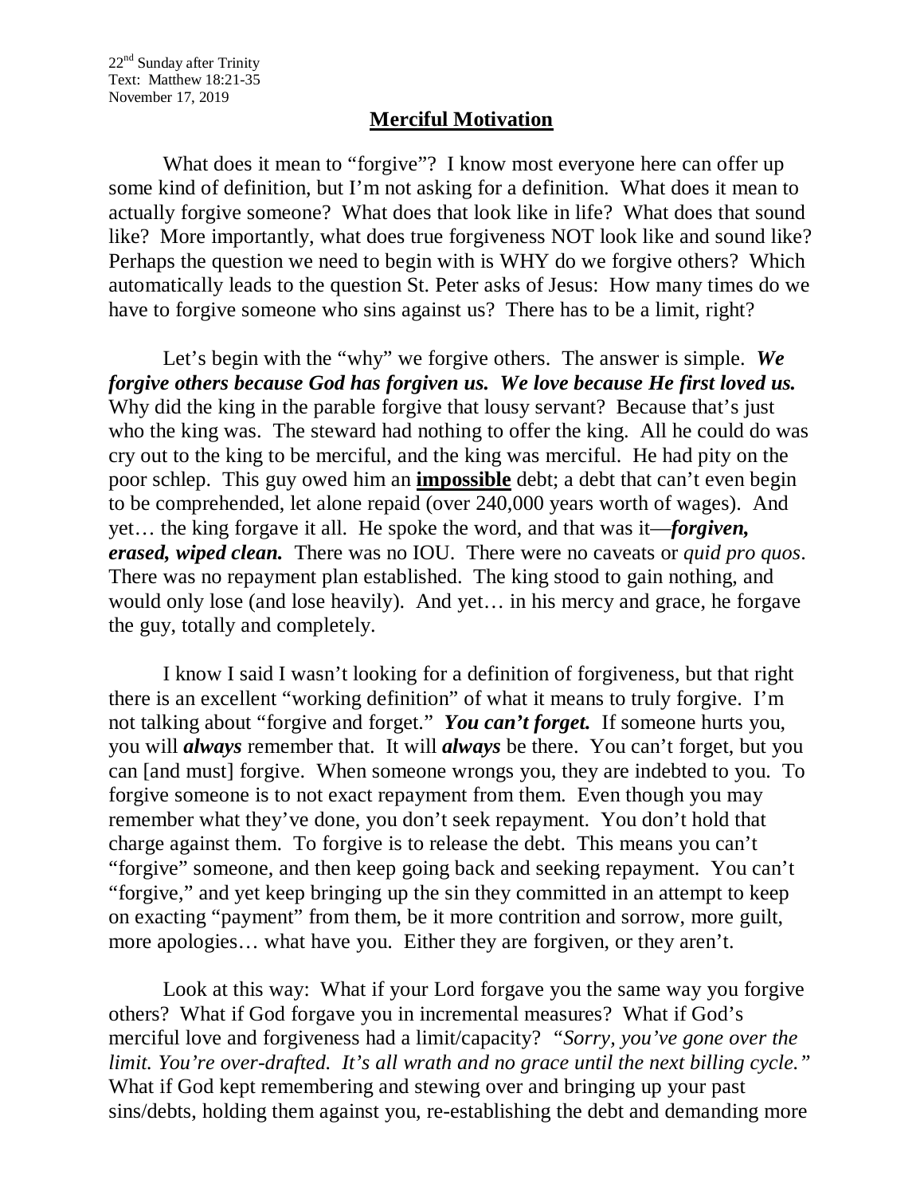22nd Sunday after Trinity
Text: Matthew 18:21-35
November 17, 2019

## Merciful Motivation

What does it mean to "forgive"? I know most everyone here can offer up some kind of definition, but I'm not asking for a definition. What does it mean to actually forgive someone? What does that look like in life? What does that sound like? More importantly, what does true forgiveness NOT look like and sound like? Perhaps the question we need to begin with is WHY do we forgive others? Which automatically leads to the question St. Peter asks of Jesus: How many times do we have to forgive someone who sins against us? There has to be a limit, right?

Let's begin with the "why" we forgive others. The answer is simple. ***We forgive others because God has forgiven us. We love because He first loved us.*** Why did the king in the parable forgive that lousy servant? Because that's just who the king was. The steward had nothing to offer the king. All he could do was cry out to the king to be merciful, and the king was merciful. He had pity on the poor schlep. This guy owed him an **impossible** debt; a debt that can't even begin to be comprehended, let alone repaid (over 240,000 years worth of wages). And yet… the king forgave it all. He spoke the word, and that was it—***forgiven, erased, wiped clean.*** There was no IOU. There were no caveats or *quid pro quos*. There was no repayment plan established. The king stood to gain nothing, and would only lose (and lose heavily). And yet… in his mercy and grace, he forgave the guy, totally and completely.

I know I said I wasn't looking for a definition of forgiveness, but that right there is an excellent "working definition" of what it means to truly forgive. I'm not talking about "forgive and forget." ***You can't forget.*** If someone hurts you, you will ***always*** remember that. It will ***always*** be there. You can't forget, but you can [and must] forgive. When someone wrongs you, they are indebted to you. To forgive someone is to not exact repayment from them. Even though you may remember what they've done, you don't seek repayment. You don't hold that charge against them. To forgive is to release the debt. This means you can't "forgive" someone, and then keep going back and seeking repayment. You can't "forgive," and yet keep bringing up the sin they committed in an attempt to keep on exacting "payment" from them, be it more contrition and sorrow, more guilt, more apologies… what have you. Either they are forgiven, or they aren't.

Look at this way: What if your Lord forgave you the same way you forgive others? What if God forgave you in incremental measures? What if God's merciful love and forgiveness had a limit/capacity? *"Sorry, you've gone over the limit. You're over-drafted. It's all wrath and no grace until the next billing cycle."* What if God kept remembering and stewing over and bringing up your past sins/debts, holding them against you, re-establishing the debt and demanding more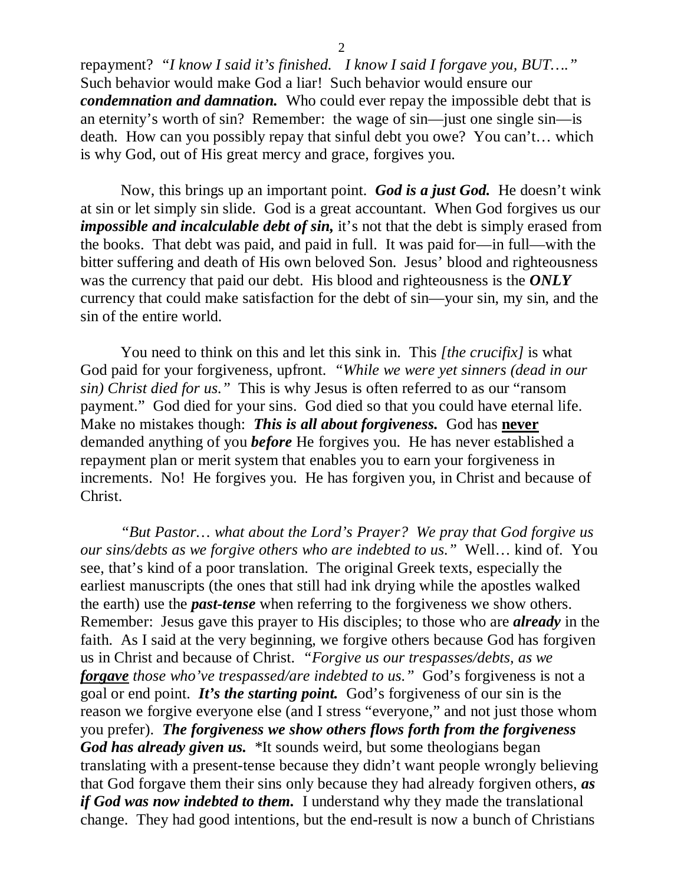repayment? *"I know I said it's finished. I know I said I forgave you, BUT…."* Such behavior would make God a liar! Such behavior would ensure our ***condemnation and damnation.*** Who could ever repay the impossible debt that is an eternity's worth of sin? Remember: the wage of sin—just one single sin—is death. How can you possibly repay that sinful debt you owe? You can't… which is why God, out of His great mercy and grace, forgives you.

Now, this brings up an important point. ***God is a just God.*** He doesn't wink at sin or let simply sin slide. God is a great accountant. When God forgives us our ***impossible and incalculable debt of sin,*** it's not that the debt is simply erased from the books. That debt was paid, and paid in full. It was paid for—in full—with the bitter suffering and death of His own beloved Son. Jesus' blood and righteousness was the currency that paid our debt. His blood and righteousness is the ***ONLY*** currency that could make satisfaction for the debt of sin—your sin, my sin, and the sin of the entire world.

You need to think on this and let this sink in. This *[the crucifix]* is what God paid for your forgiveness, upfront. *"While we were yet sinners (dead in our sin) Christ died for us."* This is why Jesus is often referred to as our "ransom payment." God died for your sins. God died so that you could have eternal life. Make no mistakes though: ***This is all about forgiveness.*** God has **never** demanded anything of you ***before*** He forgives you. He has never established a repayment plan or merit system that enables you to earn your forgiveness in increments. No! He forgives you. He has forgiven you, in Christ and because of Christ.

*"But Pastor… what about the Lord's Prayer? We pray that God forgive us our sins/debts as we forgive others who are indebted to us."* Well… kind of. You see, that's kind of a poor translation. The original Greek texts, especially the earliest manuscripts (the ones that still had ink drying while the apostles walked the earth) use the ***past-tense*** when referring to the forgiveness we show others. Remember: Jesus gave this prayer to His disciples; to those who are ***already*** in the faith. As I said at the very beginning, we forgive others because God has forgiven us in Christ and because of Christ. *"Forgive us our trespasses/debts, as we* ***forgave*** *those who've trespassed/are indebted to us."* God's forgiveness is not a goal or end point. ***It's the starting point.*** God's forgiveness of our sin is the reason we forgive everyone else (and I stress "everyone," and not just those whom you prefer). ***The forgiveness we show others flows forth from the forgiveness God has already given us.*** *It sounds weird, but some theologians began translating with a present-tense because they didn't want people wrongly believing that God forgave them their sins only because they had already forgiven others, ***as if God was now indebted to them.*** I understand why they made the translational change. They had good intentions, but the end-result is now a bunch of Christians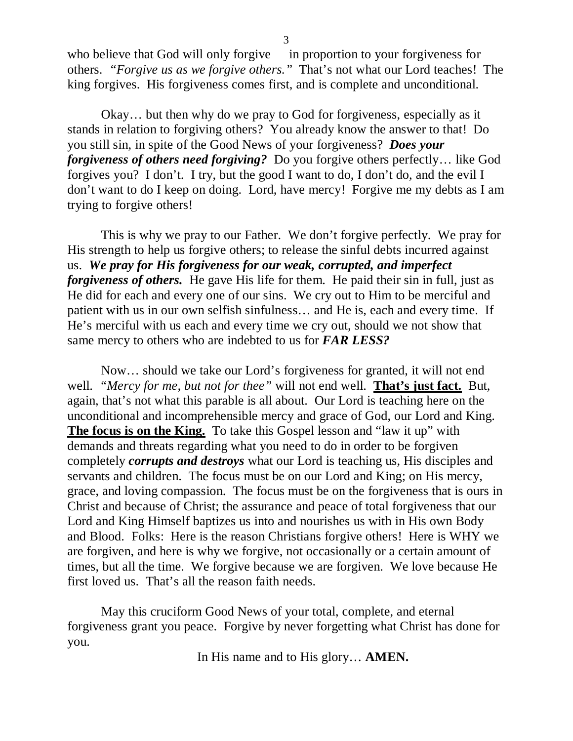who believe that God will only forgive in proportion to your forgiveness for others. *"Forgive us as we forgive others."* That's not what our Lord teaches! The king forgives. His forgiveness comes first, and is complete and unconditional.

Okay… but then why do we pray to God for forgiveness, especially as it stands in relation to forgiving others? You already know the answer to that! Do you still sin, in spite of the Good News of your forgiveness? ***Does your forgiveness of others need forgiving?*** Do you forgive others perfectly… like God forgives you? I don't. I try, but the good I want to do, I don't do, and the evil I don't want to do I keep on doing. Lord, have mercy! Forgive me my debts as I am trying to forgive others!

This is why we pray to our Father. We don't forgive perfectly. We pray for His strength to help us forgive others; to release the sinful debts incurred against us. ***We pray for His forgiveness for our weak, corrupted, and imperfect forgiveness of others.*** He gave His life for them. He paid their sin in full, just as He did for each and every one of our sins. We cry out to Him to be merciful and patient with us in our own selfish sinfulness… and He is, each and every time. If He's merciful with us each and every time we cry out, should we not show that same mercy to others who are indebted to us for ***FAR LESS?***

Now… should we take our Lord's forgiveness for granted, it will not end well. *"Mercy for me, but not for thee"* will not end well. **<u>That's just fact.</u>** But, again, that's not what this parable is all about. Our Lord is teaching here on the unconditional and incomprehensible mercy and grace of God, our Lord and King. **<u>The focus is on the King.</u>** To take this Gospel lesson and "law it up" with demands and threats regarding what you need to do in order to be forgiven completely ***corrupts and destroys*** what our Lord is teaching us, His disciples and servants and children. The focus must be on our Lord and King; on His mercy, grace, and loving compassion. The focus must be on the forgiveness that is ours in Christ and because of Christ; the assurance and peace of total forgiveness that our Lord and King Himself baptizes us into and nourishes us with in His own Body and Blood. Folks: Here is the reason Christians forgive others! Here is WHY we are forgiven, and here is why we forgive, not occasionally or a certain amount of times, but all the time. We forgive because we are forgiven. We love because He first loved us. That's all the reason faith needs.

May this cruciform Good News of your total, complete, and eternal forgiveness grant you peace. Forgive by never forgetting what Christ has done for you.

In His name and to His glory… **AMEN.**